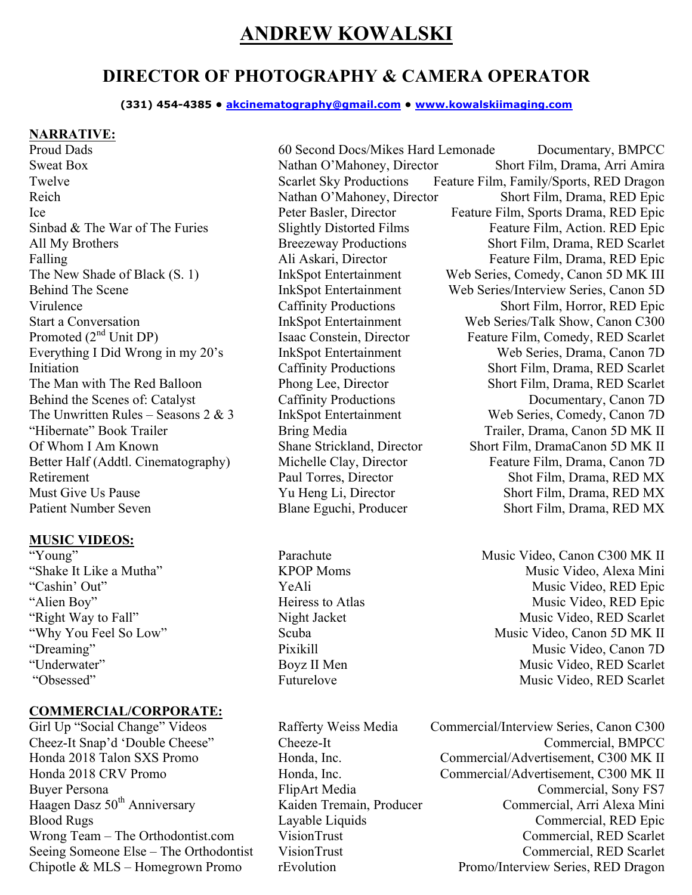# ANDREW KOWALSKI

## DIRECTOR OF PHOTOGRAPHY & CAMERA OPERATOR

**(331) 454-4385 • akcinematography@gmail.com • www.kowalskiimaging.com**

**NARRATIVE:**

| | | |
|---|---|---|
| Proud Dads | 60 Second Docs/Mikes Hard Lemonade | Documentary, BMPCC |
| Sweat Box | Nathan O'Mahoney, Director | Short Film, Drama, Arri Amira |
| Twelve | Scarlet Sky Productions | Feature Film, Family/Sports, RED Dragon |
| Reich | Nathan O'Mahoney, Director | Short Film, Drama, RED Epic |
| Ice | Peter Basler, Director | Feature Film, Sports Drama, RED Epic |
| Sinbad & The War of The Furies | Slightly Distorted Films | Feature Film, Action. RED Epic |
| All My Brothers | Breezeway Productions | Short Film, Drama, RED Scarlet |
| Falling | Ali Askari, Director | Feature Film, Drama, RED Epic |
| The New Shade of Black (S. 1) | InkSpot Entertainment | Web Series, Comedy, Canon 5D MK III |
| Behind The Scene | InkSpot Entertainment | Web Series/Interview Series, Canon 5D |
| Virulence | Caffinity Productions | Short Film, Horror, RED Epic |
| Start a Conversation | InkSpot Entertainment | Web Series/Talk Show, Canon C300 |
| Promoted (2nd Unit DP) | Isaac Constein, Director | Feature Film, Comedy, RED Scarlet |
| Everything I Did Wrong in my 20's | InkSpot Entertainment | Web Series, Drama, Canon 7D |
| Initiation | Caffinity Productions | Short Film, Drama, RED Scarlet |
| The Man with The Red Balloon | Phong Lee, Director | Short Film, Drama, RED Scarlet |
| Behind the Scenes of: Catalyst | Caffinity Productions | Documentary, Canon 7D |
| The Unwritten Rules – Seasons 2 & 3 | InkSpot Entertainment | Web Series, Comedy, Canon 7D |
| "Hibernate" Book Trailer | Bring Media | Trailer, Drama, Canon 5D MK II |
| Of Whom I Am Known | Shane Strickland, Director | Short Film, DramaCanon 5D MK II |
| Better Half (Addtl. Cinematography) | Michelle Clay, Director | Feature Film, Drama, Canon 7D |
| Retirement | Paul Torres, Director | Shot Film, Drama, RED MX |
| Must Give Us Pause | Yu Heng Li, Director | Short Film, Drama, RED MX |
| Patient Number Seven | Blane Eguchi, Producer | Short Film, Drama, RED MX |

**MUSIC VIDEOS:**

| | | |
|---|---|---|
| "Young" | Parachute | Music Video, Canon C300 MK II |
| "Shake It Like a Mutha" | KPOP Moms | Music Video, Alexa Mini |
| "Cashin' Out" | YeAli | Music Video, RED Epic |
| "Alien Boy" | Heiress to Atlas | Music Video, RED Epic |
| "Right Way to Fall" | Night Jacket | Music Video, RED Scarlet |
| "Why You Feel So Low" | Scuba | Music Video, Canon 5D MK II |
| "Dreaming" | Pixikill | Music Video, Canon 7D |
| "Underwater" | Boyz II Men | Music Video, RED Scarlet |
| "Obsessed" | Futurelove | Music Video, RED Scarlet |

**COMMERCIAL/CORPORATE:**

| | | |
|---|---|---|
| Girl Up "Social Change" Videos | Rafferty Weiss Media | Commercial/Interview Series, Canon C300 |
| Cheez-It Snap'd 'Double Cheese" | Cheeze-It | Commercial, BMPCC |
| Honda 2018 Talon SXS Promo | Honda, Inc. | Commercial/Advertisement, C300 MK II |
| Honda 2018 CRV Promo | Honda, Inc. | Commercial/Advertisement, C300 MK II |
| Buyer Persona | FlipArt Media | Commercial, Sony FS7 |
| Haagen Dasz 50th Anniversary | Kaiden Tremain, Producer | Commercial, Arri Alexa Mini |
| Blood Rugs | Layable Liquids | Commercial, RED Epic |
| Wrong Team – The Orthodontist.com | VisionTrust | Commercial, RED Scarlet |
| Seeing Someone Else – The Orthodontist | VisionTrust | Commercial, RED Scarlet |
| Chipotle & MLS – Homegrown Promo | rEvolution | Promo/Interview Series, RED Dragon |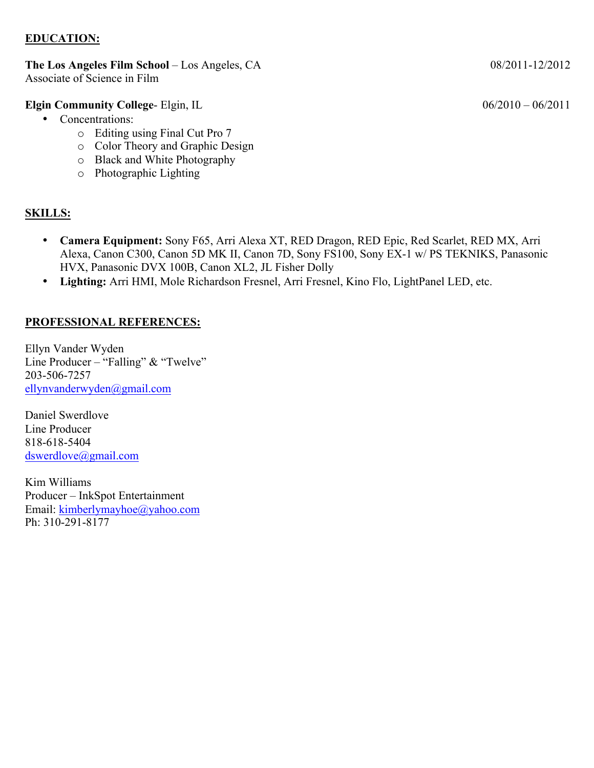## EDUCATION:

**The Los Angeles Film School** – Los Angeles, CA 08/2011-12/2012
Associate of Science in Film

**Elgin Community College**- Elgin, IL 06/2010 – 06/2011

- Concentrations:
    - Editing using Final Cut Pro 7
    - Color Theory and Graphic Design
    - Black and White Photography
    - Photographic Lighting

## SKILLS:

- **Camera Equipment:** Sony F65, Arri Alexa XT, RED Dragon, RED Epic, Red Scarlet, RED MX, Arri Alexa, Canon C300, Canon 5D MK II, Canon 7D, Sony FS100, Sony EX-1 w/ PS TEKNIKS, Panasonic HVX, Panasonic DVX 100B, Canon XL2, JL Fisher Dolly
- **Lighting:** Arri HMI, Mole Richardson Fresnel, Arri Fresnel, Kino Flo, LightPanel LED, etc.

## PROFESSIONAL REFERENCES:

Ellyn Vander Wyden
Line Producer – "Falling" & "Twelve"
203-506-7257
ellynvanderwyden@gmail.com

Daniel Swerdlove
Line Producer
818-618-5404
dswerdlove@gmail.com

Kim Williams
Producer – InkSpot Entertainment
Email: kimberlymayhoe@yahoo.com
Ph: 310-291-8177